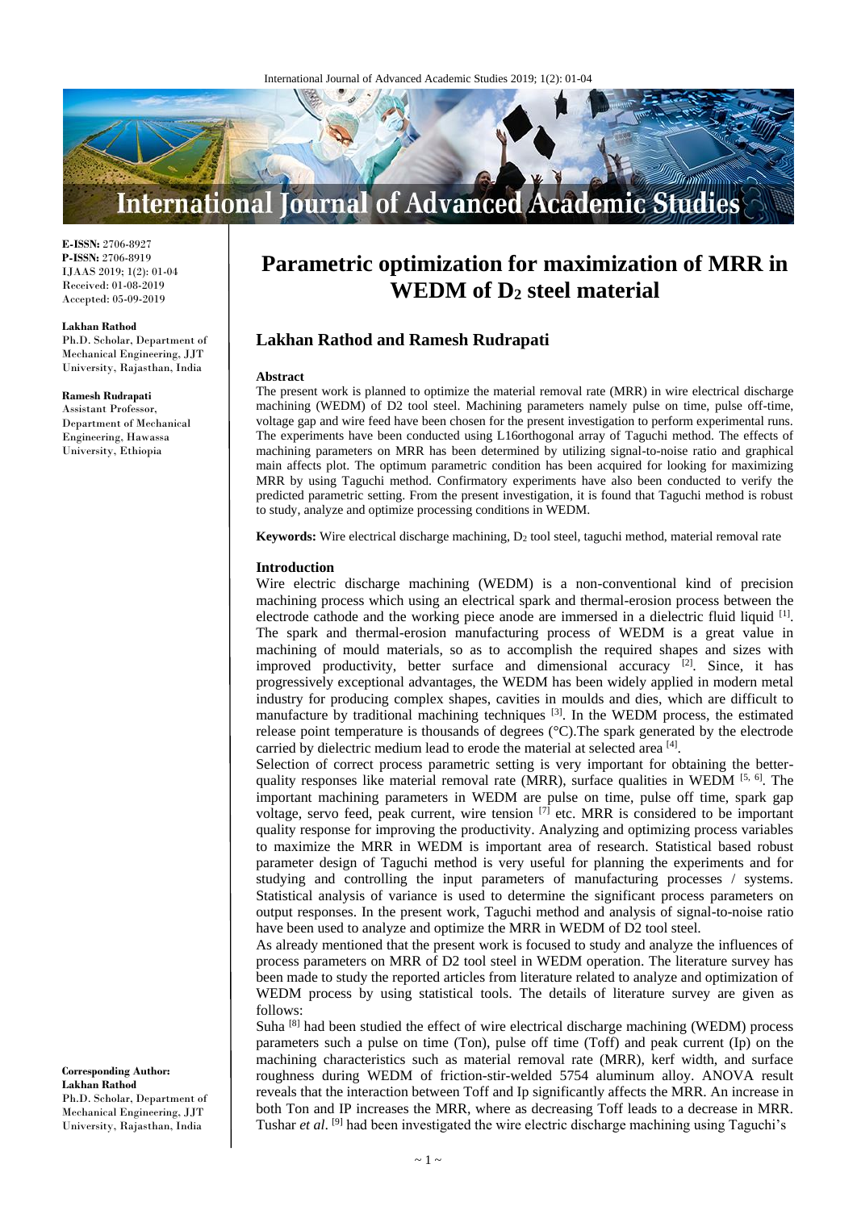**E-ISSN:** 2706-8927
**P-ISSN:** 2706-8919
IJAAS 2019; 1(2): 01-04
Received: 01-08-2019
Accepted: 05-09-2019

**Lakhan Rathod**
Ph.D. Scholar, Department of Mechanical Engineering, JJT University, Rajasthan, India

**Ramesh Rudrapati**
Assistant Professor, Department of Mechanical Engineering, Hawassa University, Ethiopia

**Corresponding Author:**
**Lakhan Rathod**
Ph.D. Scholar, Department of Mechanical Engineering, JJT University, Rajasthan, India

# Parametric optimization for maximization of MRR in WEDM of $D_2$ steel material

## Lakhan Rathod and Ramesh Rudrapati

### Abstract

The present work is planned to optimize the material removal rate (MRR) in wire electrical discharge machining (WEDM) of D2 tool steel. Machining parameters namely pulse on time, pulse off-time, voltage gap and wire feed have been chosen for the present investigation to perform experimental runs. The experiments have been conducted using L16orthogonal array of Taguchi method. The effects of machining parameters on MRR has been determined by utilizing signal-to-noise ratio and graphical main affects plot. The optimum parametric condition has been acquired for looking for maximizing MRR by using Taguchi method. Confirmatory experiments have also been conducted to verify the predicted parametric setting. From the present investigation, it is found that Taguchi method is robust to study, analyze and optimize processing conditions in WEDM.

**Keywords:** Wire electrical discharge machining, $D_2$ tool steel, taguchi method, material removal rate

### Introduction

Wire electric discharge machining (WEDM) is a non-conventional kind of precision machining process which using an electrical spark and thermal-erosion process between the electrode cathode and the working piece anode are immersed in a dielectric fluid liquid [1]. The spark and thermal-erosion manufacturing process of WEDM is a great value in machining of mould materials, so as to accomplish the required shapes and sizes with improved productivity, better surface and dimensional accuracy [2]. Since, it has progressively exceptional advantages, the WEDM has been widely applied in modern metal industry for producing complex shapes, cavities in moulds and dies, which are difficult to manufacture by traditional machining techniques [3]. In the WEDM process, the estimated release point temperature is thousands of degrees (°C).The spark generated by the electrode carried by dielectric medium lead to erode the material at selected area [4].

Selection of correct process parametric setting is very important for obtaining the better-quality responses like material removal rate (MRR), surface qualities in WEDM [5, 6]. The important machining parameters in WEDM are pulse on time, pulse off time, spark gap voltage, servo feed, peak current, wire tension [7] etc. MRR is considered to be important quality response for improving the productivity. Analyzing and optimizing process variables to maximize the MRR in WEDM is important area of research. Statistical based robust parameter design of Taguchi method is very useful for planning the experiments and for studying and controlling the input parameters of manufacturing processes / systems. Statistical analysis of variance is used to determine the significant process parameters on output responses. In the present work, Taguchi method and analysis of signal-to-noise ratio have been used to analyze and optimize the MRR in WEDM of D2 tool steel.

As already mentioned that the present work is focused to study and analyze the influences of process parameters on MRR of D2 tool steel in WEDM operation. The literature survey has been made to study the reported articles from literature related to analyze and optimization of WEDM process by using statistical tools. The details of literature survey are given as follows:

Suha [8] had been studied the effect of wire electrical discharge machining (WEDM) process parameters such a pulse on time (Ton), pulse off time (Toff) and peak current (Ip) on the machining characteristics such as material removal rate (MRR), kerf width, and surface roughness during WEDM of friction-stir-welded 5754 aluminum alloy. ANOVA result reveals that the interaction between Toff and Ip significantly affects the MRR. An increase in both Ton and IP increases the MRR, where as decreasing Toff leads to a decrease in MRR. Tushar *et al*. [9] had been investigated the wire electric discharge machining using Taguchi's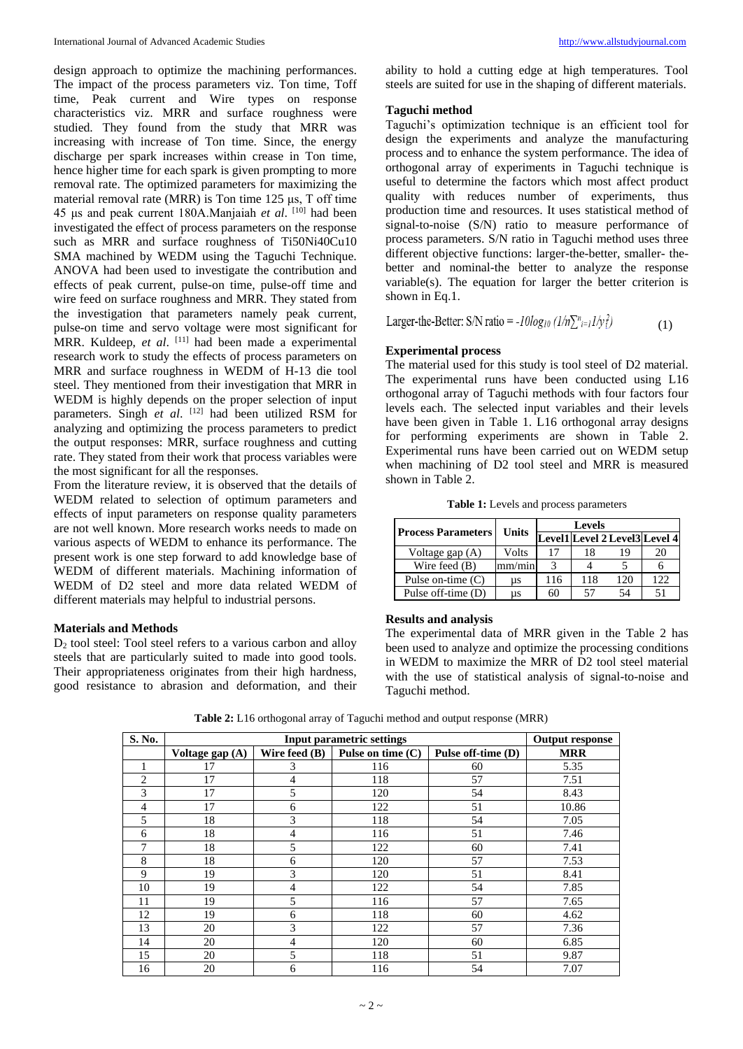design approach to optimize the machining performances. The impact of the process parameters viz. Ton time, Toff time, Peak current and Wire types on response characteristics viz. MRR and surface roughness were studied. They found from the study that MRR was increasing with increase of Ton time. Since, the energy discharge per spark increases within crease in Ton time, hence higher time for each spark is given prompting to more removal rate. The optimized parameters for maximizing the material removal rate (MRR) is Ton time 125 µs, T off time 45 µs and peak current 180A.Manjaiah *et al*. [10] had been investigated the effect of process parameters on the response such as MRR and surface roughness of Ti50Ni40Cu10 SMA machined by WEDM using the Taguchi Technique. ANOVA had been used to investigate the contribution and effects of peak current, pulse-on time, pulse-off time and wire feed on surface roughness and MRR. They stated from the investigation that parameters namely peak current, pulse-on time and servo voltage were most significant for MRR. Kuldeep, *et al*. [11] had been made a experimental research work to study the effects of process parameters on MRR and surface roughness in WEDM of H-13 die tool steel. They mentioned from their investigation that MRR in WEDM is highly depends on the proper selection of input parameters. Singh *et al*. [12] had been utilized RSM for analyzing and optimizing the process parameters to predict the output responses: MRR, surface roughness and cutting rate. They stated from their work that process variables were the most significant for all the responses.

From the literature review, it is observed that the details of WEDM related to selection of optimum parameters and effects of input parameters on response quality parameters are not well known. More research works needs to made on various aspects of WEDM to enhance its performance. The present work is one step forward to add knowledge base of WEDM of different materials. Machining information of WEDM of D2 steel and more data related WEDM of different materials may helpful to industrial persons.

### Materials and Methods

$D_2$ tool steel: Tool steel refers to a various carbon and alloy steels that are particularly suited to made into good tools. Their appropriateness originates from their high hardness, good resistance to abrasion and deformation, and their ability to hold a cutting edge at high temperatures. Tool steels are suited for use in the shaping of different materials.

### Taguchi method

Taguchi's optimization technique is an efficient tool for design the experiments and analyze the manufacturing process and to enhance the system performance. The idea of orthogonal array of experiments in Taguchi technique is useful to determine the factors which most affect product quality with reduces number of experiments, thus production time and resources. It uses statistical method of signal-to-noise (S/N) ratio to measure performance of process parameters. S/N ratio in Taguchi method uses three different objective functions: larger-the-better, smaller- the-better and nominal-the better to analyze the response variable(s). The equation for larger the better criterion is shown in Eq.1.

$$\text{Larger-the-Better: S/N ratio} = -10\log_{10}\left(1/n\sum_{i=1}^{n} 1/y_i^2\right) \quad (1)$$

### Experimental process

The material used for this study is tool steel of D2 material. The experimental runs have been conducted using L16 orthogonal array of Taguchi methods with four factors four levels each. The selected input variables and their levels have been given in Table 1. L16 orthogonal array designs for performing experiments are shown in Table 2. Experimental runs have been carried out on WEDM setup when machining of D2 tool steel and MRR is measured shown in Table 2.

**Table 1:** Levels and process parameters

| Process Parameters | Units | Levels | | | |
|---|---|---|---|---|---|
| | | Level1 | Level 2 | Level3 | Level 4 |
| Voltage gap (A) | Volts | 17 | 18 | 19 | 20 |
| Wire feed (B) | mm/min | 3 | 4 | 5 | 6 |
| Pulse on-time (C) | µs | 116 | 118 | 120 | 122 |
| Pulse off-time (D) | µs | 60 | 57 | 54 | 51 |

### Results and analysis

The experimental data of MRR given in the Table 2 has been used to analyze and optimize the processing conditions in WEDM to maximize the MRR of D2 tool steel material with the use of statistical analysis of signal-to-noise and Taguchi method.

**Table 2:** L16 orthogonal array of Taguchi method and output response (MRR)

| S. No. | Input parametric settings | | | | Output response |
|---|---|---|---|---|---|
| | Voltage gap (A) | Wire feed (B) | Pulse on time (C) | Pulse off-time (D) | MRR |
| 1 | 17 | 3 | 116 | 60 | 5.35 |
| 2 | 17 | 4 | 118 | 57 | 7.51 |
| 3 | 17 | 5 | 120 | 54 | 8.43 |
| 4 | 17 | 6 | 122 | 51 | 10.86 |
| 5 | 18 | 3 | 118 | 54 | 7.05 |
| 6 | 18 | 4 | 116 | 51 | 7.46 |
| 7 | 18 | 5 | 122 | 60 | 7.41 |
| 8 | 18 | 6 | 120 | 57 | 7.53 |
| 9 | 19 | 3 | 120 | 51 | 8.41 |
| 10 | 19 | 4 | 122 | 54 | 7.85 |
| 11 | 19 | 5 | 116 | 57 | 7.65 |
| 12 | 19 | 6 | 118 | 60 | 4.62 |
| 13 | 20 | 3 | 122 | 57 | 7.36 |
| 14 | 20 | 4 | 120 | 60 | 6.85 |
| 15 | 20 | 5 | 118 | 51 | 9.87 |
| 16 | 20 | 6 | 116 | 54 | 7.07 |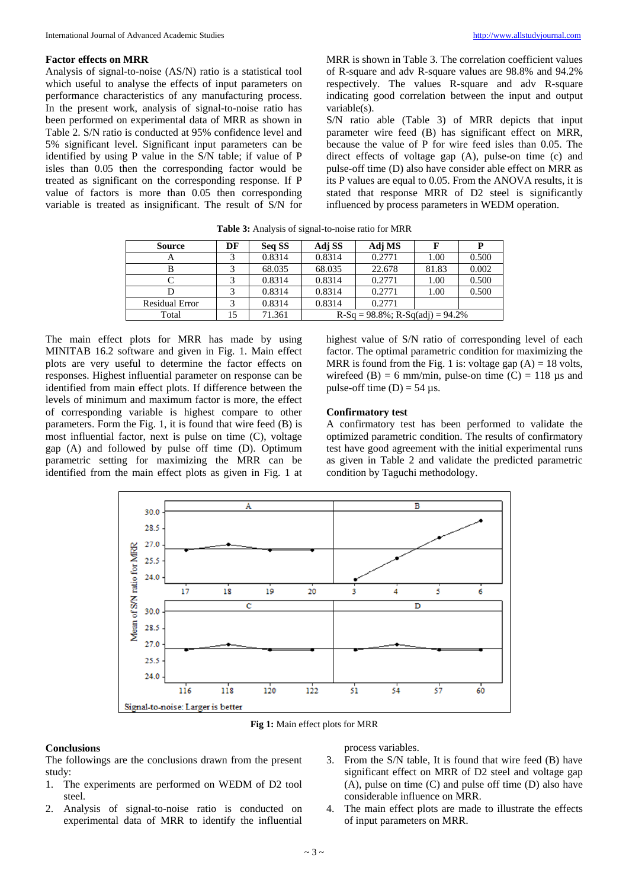### Factor effects on MRR

Analysis of signal-to-noise (AS/N) ratio is a statistical tool which useful to analyse the effects of input parameters on performance characteristics of any manufacturing process. In the present work, analysis of signal-to-noise ratio has been performed on experimental data of MRR as shown in Table 2. S/N ratio is conducted at 95% confidence level and 5% significant level. Significant input parameters can be identified by using P value in the S/N table; if value of P isles than 0.05 then the corresponding factor would be treated as significant on the corresponding response. If P value of factors is more than 0.05 then corresponding variable is treated as insignificant. The result of S/N for MRR is shown in Table 3. The correlation coefficient values of R-square and adv R-square values are 98.8% and 94.2% respectively. The values R-square and adv R-square indicating good correlation between the input and output variable(s).

S/N ratio able (Table 3) of MRR depicts that input parameter wire feed (B) has significant effect on MRR, because the value of P for wire feed isles than 0.05. The direct effects of voltage gap (A), pulse-on time (c) and pulse-off time (D) also have consider able effect on MRR as its P values are equal to 0.05. From the ANOVA results, it is stated that response MRR of D2 steel is significantly influenced by process parameters in WEDM operation.

**Table 3:** Analysis of signal-to-noise ratio for MRR

| Source | DF | Seq SS | Adj SS | Adj MS | F | P |
|---|---|---|---|---|---|---|
| A | 3 | 0.8314 | 0.8314 | 0.2771 | 1.00 | 0.500 |
| B | 3 | 68.035 | 68.035 | 22.678 | 81.83 | 0.002 |
| C | 3 | 0.8314 | 0.8314 | 0.2771 | 1.00 | 0.500 |
| D | 3 | 0.8314 | 0.8314 | 0.2771 | 1.00 | 0.500 |
| Residual Error | 3 | 0.8314 | 0.8314 | 0.2771 | | |
| Total | 15 | 71.361 | R-Sq = 98.8%; R-Sq(adj) = 94.2% | | | |

The main effect plots for MRR has made by using MINITAB 16.2 software and given in Fig. 1. Main effect plots are very useful to determine the factor effects on responses. Highest influential parameter on response can be identified from main effect plots. If difference between the levels of minimum and maximum factor is more, the effect of corresponding variable is highest compare to other parameters. Form the Fig. 1, it is found that wire feed (B) is most influential factor, next is pulse on time (C), voltage gap (A) and followed by pulse off time (D). Optimum parametric setting for maximizing the MRR can be identified from the main effect plots as given in Fig. 1 at highest value of S/N ratio of corresponding level of each factor. The optimal parametric condition for maximizing the MRR is found from the Fig. 1 is: voltage gap (A) = 18 volts, wirefeed (B) = 6 mm/min, pulse-on time (C) = 118 µs and pulse-off time (D) = 54 µs.

### Confirmatory test

A confirmatory test has been performed to validate the optimized parametric condition. The results of confirmatory test have good agreement with the initial experimental runs as given in Table 2 and validate the predicted parametric condition by Taguchi methodology.

**Fig 1:** Main effect plots for MRR

### Conclusions

The followings are the conclusions drawn from the present study:

1. The experiments are performed on WEDM of D2 tool steel.
2. Analysis of signal-to-noise ratio is conducted on experimental data of MRR to identify the influential process variables.
3. From the S/N table, It is found that wire feed (B) have significant effect on MRR of D2 steel and voltage gap (A), pulse on time (C) and pulse off time (D) also have considerable influence on MRR.
4. The main effect plots are made to illustrate the effects of input parameters on MRR.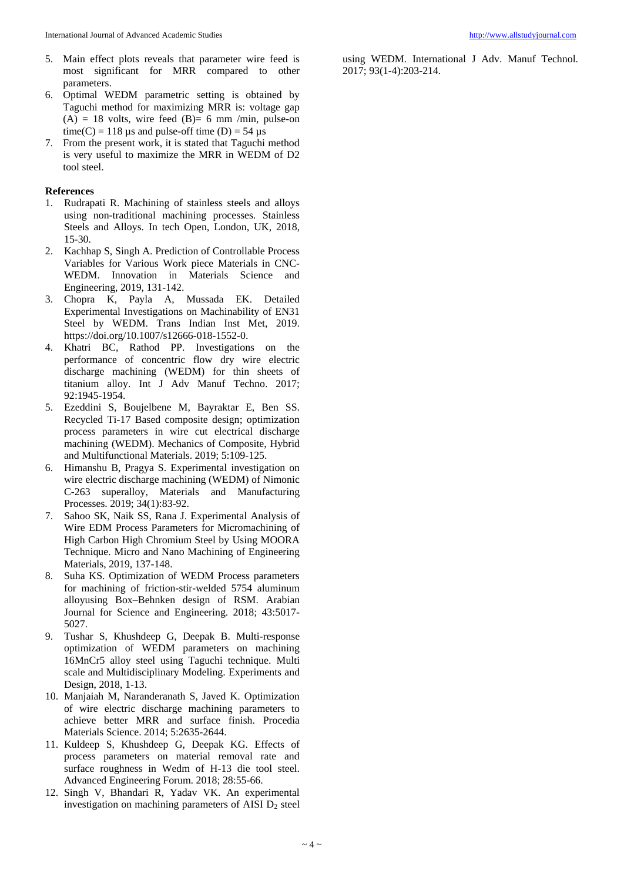5. Main effect plots reveals that parameter wire feed is most significant for MRR compared to other parameters.
6. Optimal WEDM parametric setting is obtained by Taguchi method for maximizing MRR is: voltage gap (A) = 18 volts, wire feed (B)= 6 mm /min, pulse-on time(C) = 118 µs and pulse-off time (D) = 54 µs
7. From the present work, it is stated that Taguchi method is very useful to maximize the MRR in WEDM of D2 tool steel.

**References**

1. Rudrapati R. Machining of stainless steels and alloys using non-traditional machining processes. Stainless Steels and Alloys. In tech Open, London, UK, 2018, 15-30.
2. Kachhap S, Singh A. Prediction of Controllable Process Variables for Various Work piece Materials in CNC-WEDM. Innovation in Materials Science and Engineering, 2019, 131-142.
3. Chopra K, Payla A, Mussada EK. Detailed Experimental Investigations on Machinability of EN31 Steel by WEDM. Trans Indian Inst Met, 2019. https://doi.org/10.1007/s12666-018-1552-0.
4. Khatri BC, Rathod PP. Investigations on the performance of concentric flow dry wire electric discharge machining (WEDM) for thin sheets of titanium alloy. Int J Adv Manuf Techno. 2017; 92:1945-1954.
5. Ezeddini S, Boujelbene M, Bayraktar E, Ben SS. Recycled Ti-17 Based composite design; optimization process parameters in wire cut electrical discharge machining (WEDM). Mechanics of Composite, Hybrid and Multifunctional Materials. 2019; 5:109-125.
6. Himanshu B, Pragya S. Experimental investigation on wire electric discharge machining (WEDM) of Nimonic C-263 superalloy, Materials and Manufacturing Processes. 2019; 34(1):83-92.
7. Sahoo SK, Naik SS, Rana J. Experimental Analysis of Wire EDM Process Parameters for Micromachining of High Carbon High Chromium Steel by Using MOORA Technique. Micro and Nano Machining of Engineering Materials, 2019, 137-148.
8. Suha KS. Optimization of WEDM Process parameters for machining of friction-stir-welded 5754 aluminum alloyusing Box–Behnken design of RSM. Arabian Journal for Science and Engineering. 2018; 43:5017-5027.
9. Tushar S, Khushdeep G, Deepak B. Multi-response optimization of WEDM parameters on machining 16MnCr5 alloy steel using Taguchi technique. Multi scale and Multidisciplinary Modeling. Experiments and Design, 2018, 1-13.
10. Manjaiah M, Naranderanath S, Javed K. Optimization of wire electric discharge machining parameters to achieve better MRR and surface finish. Procedia Materials Science. 2014; 5:2635-2644.
11. Kuldeep S, Khushdeep G, Deepak KG. Effects of process parameters on material removal rate and surface roughness in Wedm of H-13 die tool steel. Advanced Engineering Forum. 2018; 28:55-66.
12. Singh V, Bhandari R, Yadav VK. An experimental investigation on machining parameters of AISI $D_2$ steel using WEDM. International J Adv. Manuf Technol. 2017; 93(1-4):203-214.